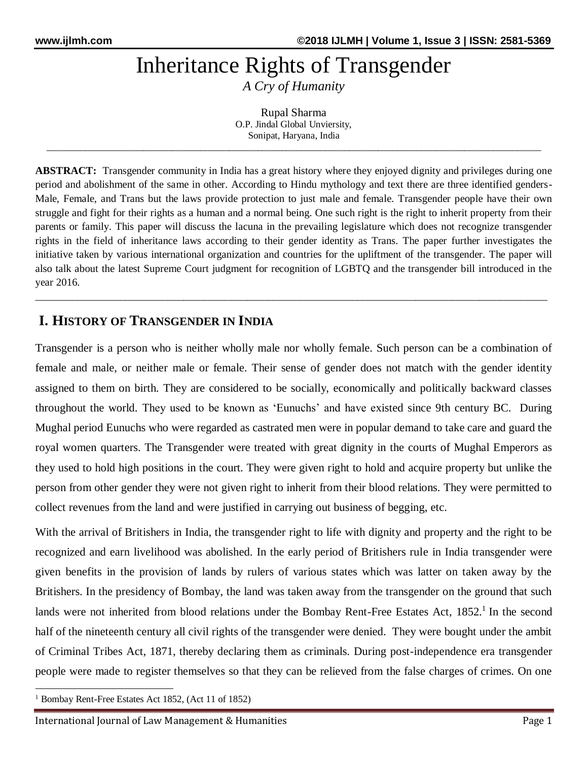# Inheritance Rights of Transgender

*A Cry of Humanity*

Rupal Sharma
O.P. Jindal Global Unviersity,
Sonipat, Haryana, India

---

**ABSTRACT:** Transgender community in India has a great history where they enjoyed dignity and privileges during one period and abolishment of the same in other. According to Hindu mythology and text there are three identified genders- Male, Female, and Trans but the laws provide protection to just male and female. Transgender people have their own struggle and fight for their rights as a human and a normal being. One such right is the right to inherit property from their parents or family. This paper will discuss the lacuna in the prevailing legislature which does not recognize transgender rights in the field of inheritance laws according to their gender identity as Trans. The paper further investigates the initiative taken by various international organization and countries for the upliftment of the transgender. The paper will also talk about the latest Supreme Court judgment for recognition of LGBTQ and the transgender bill introduced in the year 2016.

---

## I. History of Transgender in India

Transgender is a person who is neither wholly male nor wholly female. Such person can be a combination of female and male, or neither male or female. Their sense of gender does not match with the gender identity assigned to them on birth. They are considered to be socially, economically and politically backward classes throughout the world. They used to be known as 'Eunuchs' and have existed since 9th century BC. During Mughal period Eunuchs who were regarded as castrated men were in popular demand to take care and guard the royal women quarters. The Transgender were treated with great dignity in the courts of Mughal Emperors as they used to hold high positions in the court. They were given right to hold and acquire property but unlike the person from other gender they were not given right to inherit from their blood relations. They were permitted to collect revenues from the land and were justified in carrying out business of begging, etc.

With the arrival of Britishers in India, the transgender right to life with dignity and property and the right to be recognized and earn livelihood was abolished. In the early period of Britishers rule in India transgender were given benefits in the provision of lands by rulers of various states which was latter on taken away by the Britishers. In the presidency of Bombay, the land was taken away from the transgender on the ground that such lands were not inherited from blood relations under the Bombay Rent-Free Estates Act, 1852.[1] In the second half of the nineteenth century all civil rights of the transgender were denied. They were bought under the ambit of Criminal Tribes Act, 1871, thereby declaring them as criminals. During post-independence era transgender people were made to register themselves so that they can be relieved from the false charges of crimes. On one

---

[1] Bombay Rent-Free Estates Act 1852, (Act 11 of 1852)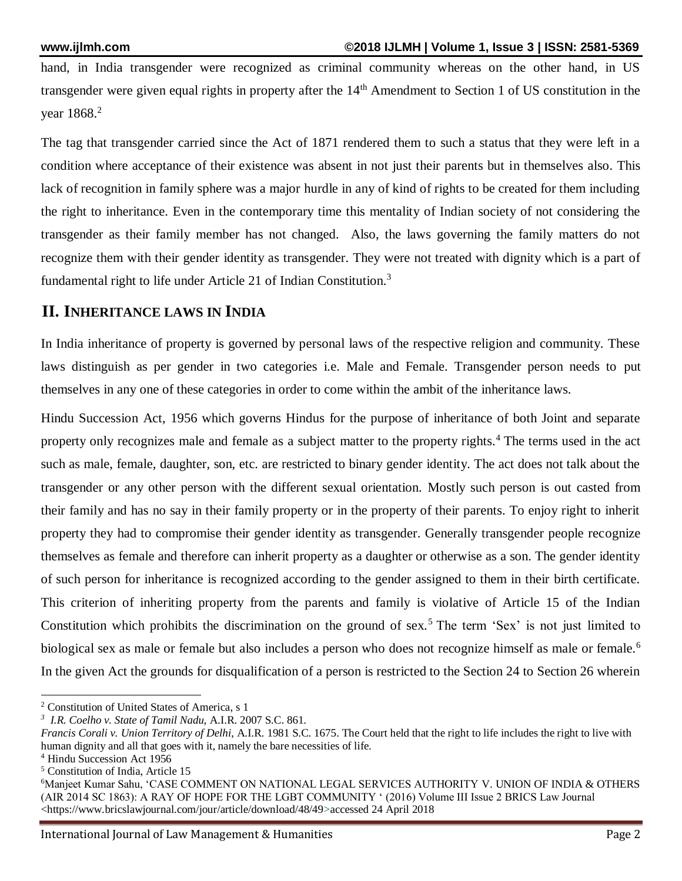hand, in India transgender were recognized as criminal community whereas on the other hand, in US transgender were given equal rights in property after the 14th Amendment to Section 1 of US constitution in the year 1868.[2]

The tag that transgender carried since the Act of 1871 rendered them to such a status that they were left in a condition where acceptance of their existence was absent in not just their parents but in themselves also. This lack of recognition in family sphere was a major hurdle in any of kind of rights to be created for them including the right to inheritance. Even in the contemporary time this mentality of Indian society of not considering the transgender as their family member has not changed. Also, the laws governing the family matters do not recognize them with their gender identity as transgender. They were not treated with dignity which is a part of fundamental right to life under Article 21 of Indian Constitution.[3]

## II. INHERITANCE LAWS IN INDIA

In India inheritance of property is governed by personal laws of the respective religion and community. These laws distinguish as per gender in two categories i.e. Male and Female. Transgender person needs to put themselves in any one of these categories in order to come within the ambit of the inheritance laws.

Hindu Succession Act, 1956 which governs Hindus for the purpose of inheritance of both Joint and separate property only recognizes male and female as a subject matter to the property rights.[4] The terms used in the act such as male, female, daughter, son, etc. are restricted to binary gender identity. The act does not talk about the transgender or any other person with the different sexual orientation. Mostly such person is out casted from their family and has no say in their family property or in the property of their parents. To enjoy right to inherit property they had to compromise their gender identity as transgender. Generally transgender people recognize themselves as female and therefore can inherit property as a daughter or otherwise as a son. The gender identity of such person for inheritance is recognized according to the gender assigned to them in their birth certificate. This criterion of inheriting property from the parents and family is violative of Article 15 of the Indian Constitution which prohibits the discrimination on the ground of sex.[5] The term 'Sex' is not just limited to biological sex as male or female but also includes a person who does not recognize himself as male or female.[6] In the given Act the grounds for disqualification of a person is restricted to the Section 24 to Section 26 wherein

---

[2] Constitution of United States of America, s 1

[3] *I.R. Coelho v. State of Tamil Nadu*, A.I.R. 2007 S.C. 861.

*Francis Corali v. Union Territory of Delhi*, A.I.R. 1981 S.C. 1675. The Court held that the right to life includes the right to live with human dignity and all that goes with it, namely the bare necessities of life.

[4] Hindu Succession Act 1956

[5] Constitution of India, Article 15

[6] Manjeet Kumar Sahu, 'CASE COMMENT ON NATIONAL LEGAL SERVICES AUTHORITY V. UNION OF INDIA & OTHERS (AIR 2014 SC 1863): A RAY OF HOPE FOR THE LGBT COMMUNITY ' (2016) Volume III Issue 2 BRICS Law Journal <https://www.bricslawjournal.com/jour/article/download/48/49>accessed 24 April 2018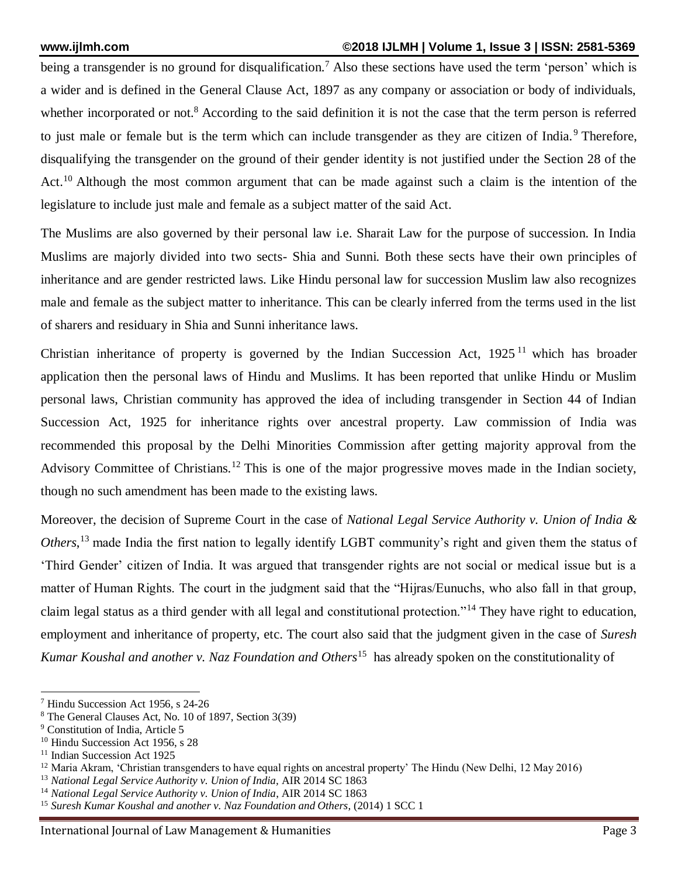being a transgender is no ground for disqualification.[7] Also these sections have used the term 'person' which is a wider and is defined in the General Clause Act, 1897 as any company or association or body of individuals, whether incorporated or not.[8] According to the said definition it is not the case that the term person is referred to just male or female but is the term which can include transgender as they are citizen of India.[9] Therefore, disqualifying the transgender on the ground of their gender identity is not justified under the Section 28 of the Act.[10] Although the most common argument that can be made against such a claim is the intention of the legislature to include just male and female as a subject matter of the said Act.

The Muslims are also governed by their personal law i.e. Sharait Law for the purpose of succession. In India Muslims are majorly divided into two sects- Shia and Sunni. Both these sects have their own principles of inheritance and are gender restricted laws. Like Hindu personal law for succession Muslim law also recognizes male and female as the subject matter to inheritance. This can be clearly inferred from the terms used in the list of sharers and residuary in Shia and Sunni inheritance laws.

Christian inheritance of property is governed by the Indian Succession Act, 1925[11] which has broader application then the personal laws of Hindu and Muslims. It has been reported that unlike Hindu or Muslim personal laws, Christian community has approved the idea of including transgender in Section 44 of Indian Succession Act, 1925 for inheritance rights over ancestral property. Law commission of India was recommended this proposal by the Delhi Minorities Commission after getting majority approval from the Advisory Committee of Christians.[12] This is one of the major progressive moves made in the Indian society, though no such amendment has been made to the existing laws.

Moreover, the decision of Supreme Court in the case of *National Legal Service Authority v. Union of India & Others*,[13] made India the first nation to legally identify LGBT community's right and given them the status of 'Third Gender' citizen of India. It was argued that transgender rights are not social or medical issue but is a matter of Human Rights. The court in the judgment said that the "Hijras/Eunuchs, who also fall in that group, claim legal status as a third gender with all legal and constitutional protection."[14] They have right to education, employment and inheritance of property, etc. The court also said that the judgment given in the case of *Suresh Kumar Koushal and another v. Naz Foundation and Others*[15] has already spoken on the constitutionality of

---

[7] Hindu Succession Act 1956, s 24-26

[8] The General Clauses Act, No. 10 of 1897, Section 3(39)

[9] Constitution of India, Article 5

[10] Hindu Succession Act 1956, s 28

[11] Indian Succession Act 1925

[12] Maria Akram, 'Christian transgenders to have equal rights on ancestral property' The Hindu (New Delhi, 12 May 2016)

[13] *National Legal Service Authority v. Union of India*, AIR 2014 SC 1863

[14] *National Legal Service Authority v. Union of India*, AIR 2014 SC 1863

[15] *Suresh Kumar Koushal and another v. Naz Foundation and Others*, (2014) 1 SCC 1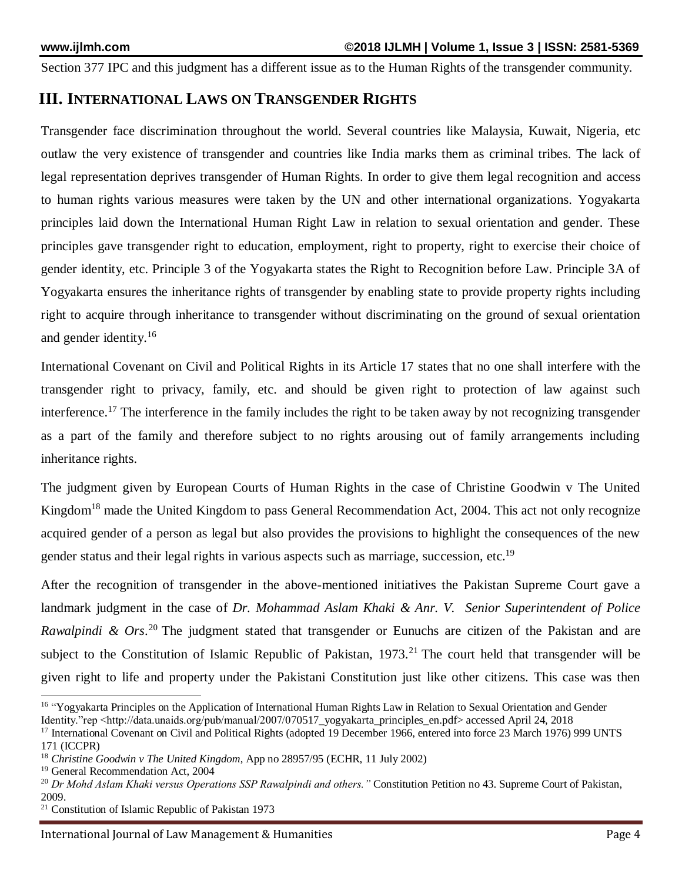Section 377 IPC and this judgment has a different issue as to the Human Rights of the transgender community.

## III. INTERNATIONAL LAWS ON TRANSGENDER RIGHTS

Transgender face discrimination throughout the world. Several countries like Malaysia, Kuwait, Nigeria, etc outlaw the very existence of transgender and countries like India marks them as criminal tribes. The lack of legal representation deprives transgender of Human Rights. In order to give them legal recognition and access to human rights various measures were taken by the UN and other international organizations. Yogyakarta principles laid down the International Human Right Law in relation to sexual orientation and gender. These principles gave transgender right to education, employment, right to property, right to exercise their choice of gender identity, etc. Principle 3 of the Yogyakarta states the Right to Recognition before Law. Principle 3A of Yogyakarta ensures the inheritance rights of transgender by enabling state to provide property rights including right to acquire through inheritance to transgender without discriminating on the ground of sexual orientation and gender identity.[16]

International Covenant on Civil and Political Rights in its Article 17 states that no one shall interfere with the transgender right to privacy, family, etc. and should be given right to protection of law against such interference.[17] The interference in the family includes the right to be taken away by not recognizing transgender as a part of the family and therefore subject to no rights arousing out of family arrangements including inheritance rights.

The judgment given by European Courts of Human Rights in the case of Christine Goodwin v The United Kingdom[18] made the United Kingdom to pass General Recommendation Act, 2004. This act not only recognize acquired gender of a person as legal but also provides the provisions to highlight the consequences of the new gender status and their legal rights in various aspects such as marriage, succession, etc.[19]

After the recognition of transgender in the above-mentioned initiatives the Pakistan Supreme Court gave a landmark judgment in the case of *Dr. Mohammad Aslam Khaki & Anr. V. Senior Superintendent of Police Rawalpindi & Ors*.[20] The judgment stated that transgender or Eunuchs are citizen of the Pakistan and are subject to the Constitution of Islamic Republic of Pakistan, 1973.[21] The court held that transgender will be given right to life and property under the Pakistani Constitution just like other citizens. This case was then

---

[16] "Yogyakarta Principles on the Application of International Human Rights Law in Relation to Sexual Orientation and Gender Identity."rep <http://data.unaids.org/pub/manual/2007/070517_yogyakarta_principles_en.pdf> accessed April 24, 2018

[17] International Covenant on Civil and Political Rights (adopted 19 December 1966, entered into force 23 March 1976) 999 UNTS 171 (ICCPR)

[18] *Christine Goodwin v The United Kingdom*, App no 28957/95 (ECHR, 11 July 2002)

[19] General Recommendation Act, 2004

[20] *Dr Mohd Aslam Khaki versus Operations SSP Rawalpindi and others."* Constitution Petition no 43. Supreme Court of Pakistan, 2009.

[21] Constitution of Islamic Republic of Pakistan 1973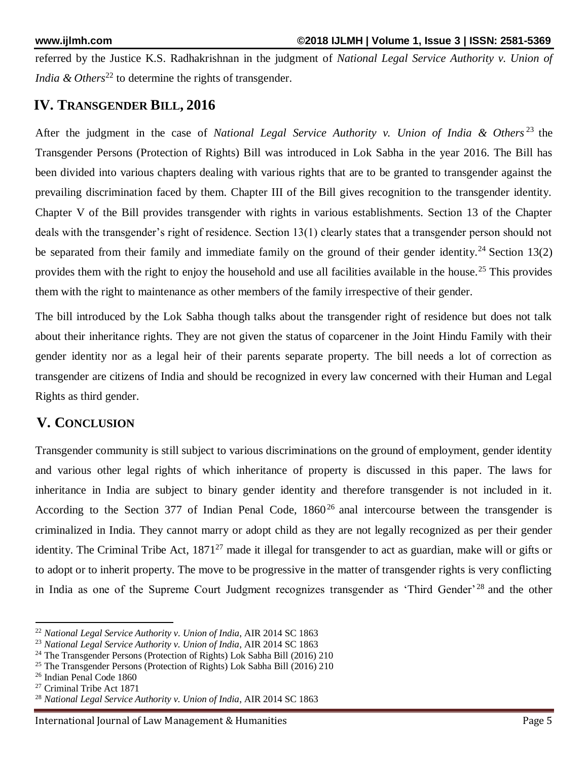referred by the Justice K.S. Radhakrishnan in the judgment of *National Legal Service Authority v. Union of India & Others*[22] to determine the rights of transgender.

## IV. Transgender Bill, 2016

After the judgment in the case of *National Legal Service Authority v. Union of India & Others*[23] the Transgender Persons (Protection of Rights) Bill was introduced in Lok Sabha in the year 2016. The Bill has been divided into various chapters dealing with various rights that are to be granted to transgender against the prevailing discrimination faced by them. Chapter III of the Bill gives recognition to the transgender identity. Chapter V of the Bill provides transgender with rights in various establishments. Section 13 of the Chapter deals with the transgender's right of residence. Section 13(1) clearly states that a transgender person should not be separated from their family and immediate family on the ground of their gender identity.[24] Section 13(2) provides them with the right to enjoy the household and use all facilities available in the house.[25] This provides them with the right to maintenance as other members of the family irrespective of their gender.

The bill introduced by the Lok Sabha though talks about the transgender right of residence but does not talk about their inheritance rights. They are not given the status of coparcener in the Joint Hindu Family with their gender identity nor as a legal heir of their parents separate property. The bill needs a lot of correction as transgender are citizens of India and should be recognized in every law concerned with their Human and Legal Rights as third gender.

## V. Conclusion

Transgender community is still subject to various discriminations on the ground of employment, gender identity and various other legal rights of which inheritance of property is discussed in this paper. The laws for inheritance in India are subject to binary gender identity and therefore transgender is not included in it. According to the Section 377 of Indian Penal Code, 1860[26] anal intercourse between the transgender is criminalized in India. They cannot marry or adopt child as they are not legally recognized as per their gender identity. The Criminal Tribe Act, 1871[27] made it illegal for transgender to act as guardian, make will or gifts or to adopt or to inherit property. The move to be progressive in the matter of transgender rights is very conflicting in India as one of the Supreme Court Judgment recognizes transgender as 'Third Gender'[28] and the other

---

[22] *National Legal Service Authority v. Union of India*, AIR 2014 SC 1863

[23] *National Legal Service Authority v. Union of India*, AIR 2014 SC 1863

[24] The Transgender Persons (Protection of Rights) Lok Sabha Bill (2016) 210

[25] The Transgender Persons (Protection of Rights) Lok Sabha Bill (2016) 210

[26] Indian Penal Code 1860

[27] Criminal Tribe Act 1871

[28] *National Legal Service Authority v. Union of India*, AIR 2014 SC 1863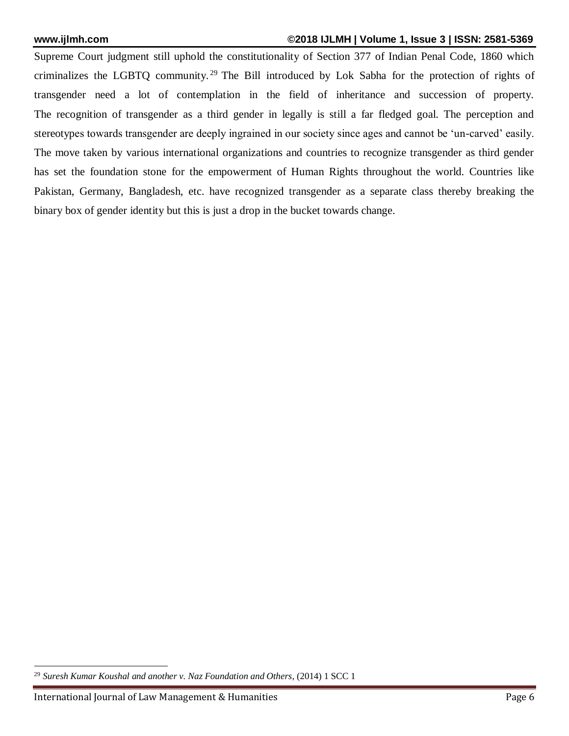Supreme Court judgment still uphold the constitutionality of Section 377 of Indian Penal Code, 1860 which criminalizes the LGBTQ community.[29] The Bill introduced by Lok Sabha for the protection of rights of transgender need a lot of contemplation in the field of inheritance and succession of property. The recognition of transgender as a third gender in legally is still a far fledged goal. The perception and stereotypes towards transgender are deeply ingrained in our society since ages and cannot be 'un-carved' easily. The move taken by various international organizations and countries to recognize transgender as third gender has set the foundation stone for the empowerment of Human Rights throughout the world. Countries like Pakistan, Germany, Bangladesh, etc. have recognized transgender as a separate class thereby breaking the binary box of gender identity but this is just a drop in the bucket towards change.

---

[29] *Suresh Kumar Koushal and another v. Naz Foundation and Others,* (2014) 1 SCC 1